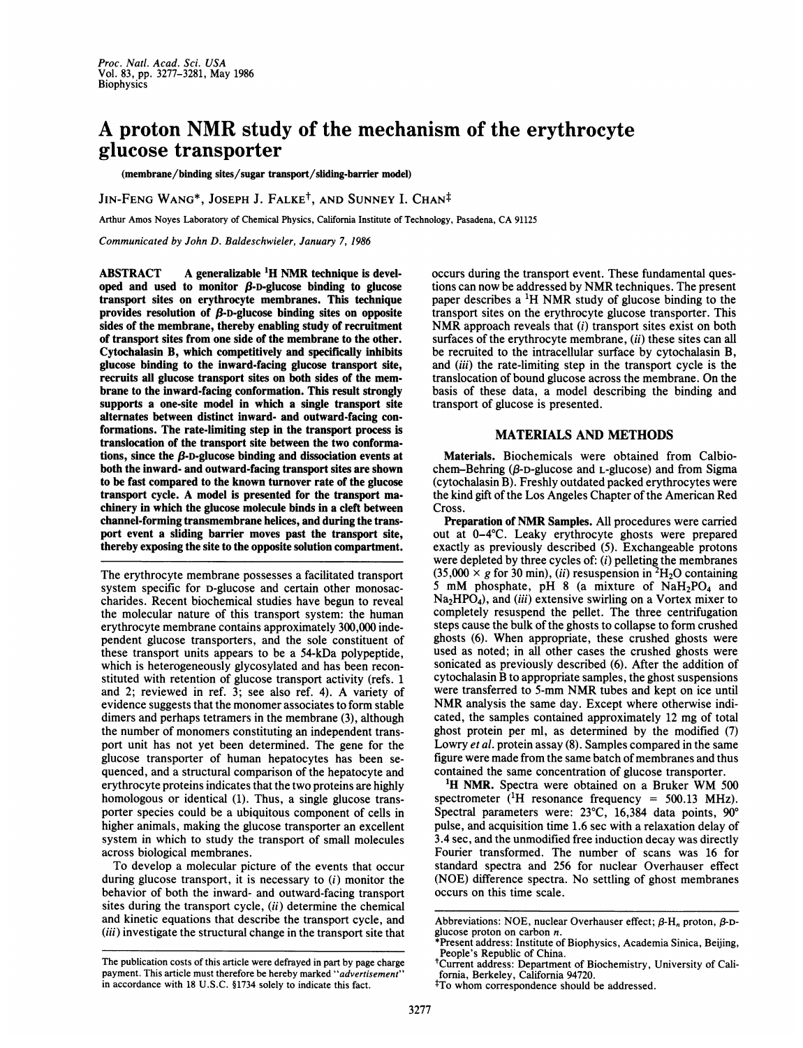# A proton NMR study of the mechanism of the erythrocyte glucose transporter

(membrane/binding sites/sugar transport/sliding-barrier model)

JIN-FENG WANG*, JOSEPH J. FALKE†, AND SUNNEY I. CHAN‡

Arthur Amos Noyes Laboratory of Chemical Physics, California Institute of Technology, Pasadena, CA 91125

*Communicated by John D. Baldeschwieler, January 7, 1986*

**ABSTRACT** A generalizable $^1$H NMR technique is developed and used to monitor $\beta$-D-glucose binding to glucose transport sites on erythrocyte membranes. This technique provides resolution of $\beta$-D-glucose binding sites on opposite sides of the membrane, thereby enabling study of recruitment of transport sites from one side of the membrane to the other. Cytochalasin B, which competitively and specifically inhibits glucose binding to the inward-facing glucose transport site, recruits all glucose transport sites on both sides of the membrane to the inward-facing conformation. This result strongly supports a one-site model in which a single transport site alternates between distinct inward- and outward-facing conformations. The rate-limiting step in the transport process is translocation of the transport site between the two conformations, since the $\beta$-D-glucose binding and dissociation events at both the inward- and outward-facing transport sites are shown to be fast compared to the known turnover rate of the glucose transport cycle. A model is presented for the transport machinery in which the glucose molecule binds in a cleft between channel-forming transmembrane helices, and during the transport event a sliding barrier moves past the transport site, thereby exposing the site to the opposite solution compartment.

The erythrocyte membrane possesses a facilitated transport system specific for D-glucose and certain other monosaccharides. Recent biochemical studies have begun to reveal the molecular nature of this transport system: the human erythrocyte membrane contains approximately 300,000 independent glucose transporters, and the sole constituent of these transport units appears to be a 54-kDa polypeptide, which is heterogeneously glycosylated and has been reconstituted with retention of glucose transport activity (refs. 1 and 2; reviewed in ref. 3; see also ref. 4). A variety of evidence suggests that the monomer associates to form stable dimers and perhaps tetramers in the membrane (3), although the number of monomers constituting an independent transport unit has not yet been determined. The gene for the glucose transporter of human hepatocytes has been sequenced, and a structural comparison of the hepatocyte and erythrocyte proteins indicates that the two proteins are highly homologous or identical (1). Thus, a single glucose transporter species could be a ubiquitous component of cells in higher animals, making the glucose transporter an excellent system in which to study the transport of small molecules across biological membranes.

To develop a molecular picture of the events that occur during glucose transport, it is necessary to (*i*) monitor the behavior of both the inward- and outward-facing transport sites during the transport cycle, (*ii*) determine the chemical and kinetic equations that describe the transport cycle, and (*iii*) investigate the structural change in the transport site that occurs during the transport event. These fundamental questions can now be addressed by NMR techniques. The present paper describes a $^1$H NMR study of glucose binding to the transport sites on the erythrocyte glucose transporter. This NMR approach reveals that (*i*) transport sites exist on both surfaces of the erythrocyte membrane, (*ii*) these sites can all be recruited to the intracellular surface by cytochalasin B, and (*iii*) the rate-limiting step in the transport cycle is the translocation of bound glucose across the membrane. On the basis of these data, a model describing the binding and transport of glucose is presented.

## MATERIALS AND METHODS

**Materials.** Biochemicals were obtained from Calbiochem–Behring ($\beta$-D-glucose and L-glucose) and from Sigma (cytochalasin B). Freshly outdated packed erythrocytes were the kind gift of the Los Angeles Chapter of the American Red Cross.

**Preparation of NMR Samples.** All procedures were carried out at 0–4°C. Leaky erythrocyte ghosts were prepared exactly as previously described (5). Exchangeable protons were depleted by three cycles of: (*i*) pelleting the membranes ($35,000 \times g$ for 30 min), (*ii*) resuspension in $^2H_2O$ containing 5 mM phosphate, pH 8 (a mixture of $NaH_2PO_4$ and $Na_2HPO_4$), and (*iii*) extensive swirling on a Vortex mixer to completely resuspend the pellet. The three centrifugation steps cause the bulk of the ghosts to collapse to form crushed ghosts (6). When appropriate, these crushed ghosts were used as noted; in all other cases the crushed ghosts were sonicated as previously described (6). After the addition of cytochalasin B to appropriate samples, the ghost suspensions were transferred to 5-mm NMR tubes and kept on ice until NMR analysis the same day. Except where otherwise indicated, the samples contained approximately 12 mg of total ghost protein per ml, as determined by the modified (7) Lowry *et al.* protein assay (8). Samples compared in the same figure were made from the same batch of membranes and thus contained the same concentration of glucose transporter.

**$^1$H NMR.** Spectra were obtained on a Bruker WM 500 spectrometer ($^1$H resonance frequency = 500.13 MHz). Spectral parameters were: 23°C, 16,384 data points, 90° pulse, and acquisition time 1.6 sec with a relaxation delay of 3.4 sec, and the unmodified free induction decay was directly Fourier transformed. The number of scans was 16 for standard spectra and 256 for nuclear Overhauser effect (NOE) difference spectra. No settling of ghost membranes occurs on this time scale.

Abbreviations: NOE, nuclear Overhauser effect; $\beta$-$H_n$ proton, $\beta$-D-glucose proton on carbon $n$.

*Present address: Institute of Biophysics, Academia Sinica, Beijing, People's Republic of China.

†Current address: Department of Biochemistry, University of California, Berkeley, California 94720.

‡To whom correspondence should be addressed.

The publication costs of this article were defrayed in part by page charge payment. This article must therefore be hereby marked "*advertisement*" in accordance with 18 U.S.C. §1734 solely to indicate this fact.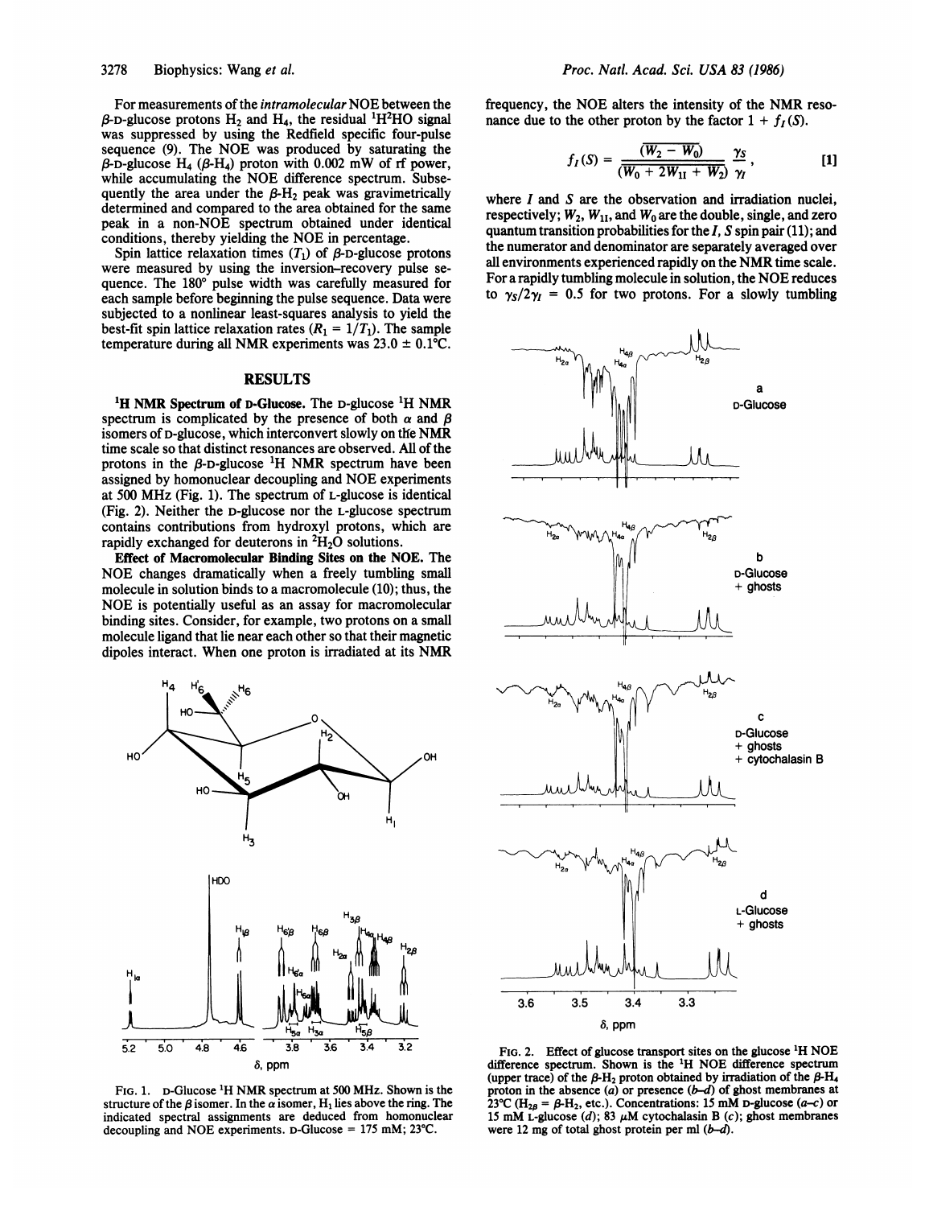For measurements of the *intramolecular* NOE between the $\beta$-D-glucose protons $H_2$ and $H_4$, the residual $^1H^2HO$ signal was suppressed by using the Redfield specific four-pulse sequence (9). The NOE was produced by saturating the $\beta$-D-glucose $H_4$ ($\beta$-$H_4$) proton with 0.002 mW of rf power, while accumulating the NOE difference spectrum. Subsequently the area under the $\beta$-$H_2$ peak was gravimetrically determined and compared to the area obtained for the same peak in a non-NOE spectrum obtained under identical conditions, thereby yielding the NOE in percentage.

Spin lattice relaxation times ($T_1$) of $\beta$-D-glucose protons were measured by using the inversion–recovery pulse sequence. The 180° pulse width was carefully measured for each sample before beginning the pulse sequence. Data were subjected to a nonlinear least-squares analysis to yield the best-fit spin lattice relaxation rates ($R_1 = 1/T_1$). The sample temperature during all NMR experiments was 23.0 ± 0.1°C.

## RESULTS

**$^1$H NMR Spectrum of D-Glucose.** The D-glucose $^1$H NMR spectrum is complicated by the presence of both $\alpha$ and $\beta$ isomers of D-glucose, which interconvert slowly on the NMR time scale so that distinct resonances are observed. All of the protons in the $\beta$-D-glucose $^1$H NMR spectrum have been assigned by homonuclear decoupling and NOE experiments at 500 MHz (Fig. 1). The spectrum of L-glucose is identical (Fig. 2). Neither the D-glucose nor the L-glucose spectrum contains contributions from hydroxyl protons, which are rapidly exchanged for deuterons in $^2H_2O$ solutions.

**Effect of Macromolecular Binding Sites on the NOE.** The NOE changes dramatically when a freely tumbling small molecule in solution binds to a macromolecule (10); thus, the NOE is potentially useful as an assay for macromolecular binding sites. Consider, for example, two protons on a small molecule ligand that lie near each other so that their magnetic dipoles interact. When one proton is irradiated at its NMR frequency, the NOE alters the intensity of the NMR resonance due to the other proton by the factor $1 + f_I(S)$.

$$f_I(S) = \frac{\overline{(W_2 - W_0)}}{\overline{(W_0 + 2W_{1I} + W_2)}} \frac{\gamma_S}{\gamma_I}, \qquad [1]$$

where $I$ and $S$ are the observation and irradiation nuclei, respectively; $W_2$, $W_{1I}$, and $W_0$ are the double, single, and zero quantum transition probabilities for the $I$, $S$ spin pair (11); and the numerator and denominator are separately averaged over all environments experienced rapidly on the NMR time scale. For a rapidly tumbling molecule in solution, the NOE reduces to $\gamma_S/2\gamma_I = 0.5$ for two protons. For a slowly tumbling

FIG. 1. D-Glucose $^1$H NMR spectrum at 500 MHz. Shown is the structure of the $\beta$ isomer. In the $\alpha$ isomer, $H_1$ lies above the ring. The indicated spectral assignments are deduced from homonuclear decoupling and NOE experiments. D-Glucose = 175 mM; 23°C.

FIG. 2. Effect of glucose transport sites on the glucose $^1$H NOE difference spectrum. Shown is the $^1$H NOE difference spectrum (upper trace) of the $\beta$-$H_2$ proton obtained by irradiation of the $\beta$-$H_4$ proton in the absence (*a*) or presence (*b*–*d*) of ghost membranes at 23°C ($H_{2\beta}$ = $\beta$-$H_2$, etc.). Concentrations: 15 mM D-glucose (*a*–*c*) or 15 mM L-glucose (*d*); 83 $\mu$M cytochalasin B (*c*); ghost membranes were 12 mg of total ghost protein per ml (*b*–*d*).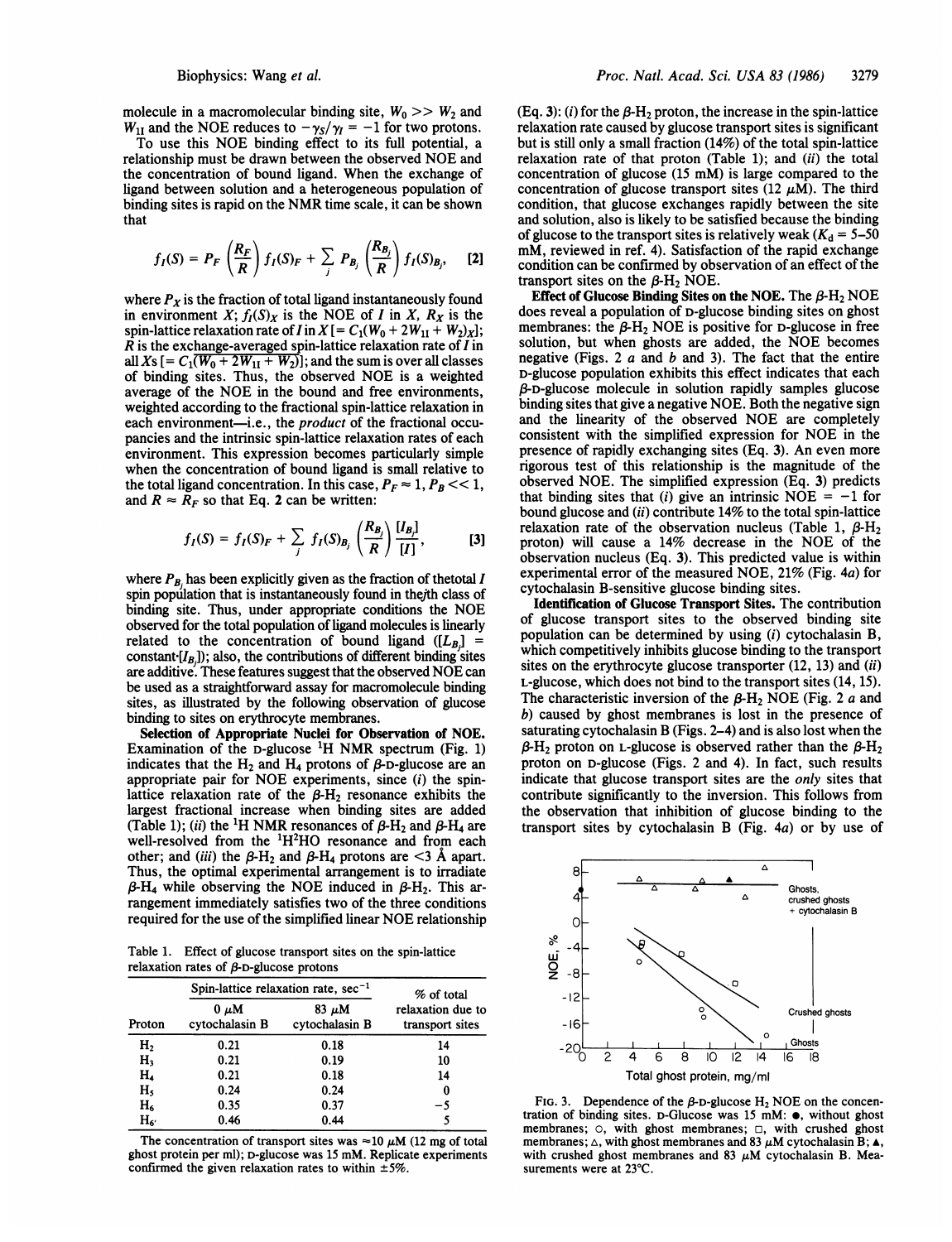molecule in a macromolecular binding site, $W_0 >> W_2$ and $W_{1I}$ and the NOE reduces to $-\gamma_S/\gamma_I = -1$ for two protons.

To use this NOE binding effect to its full potential, a relationship must be drawn between the observed NOE and the concentration of bound ligand. When the exchange of ligand between solution and a heterogeneous population of binding sites is rapid on the NMR time scale, it can be shown that

$$f_I(S) = P_F\left(\frac{R_F}{R}\right)f_I(S)_F + \sum_j P_{B_j}\left(\frac{R_{B_j}}{R}\right)f_I(S)_{B_j}, \quad [2]$$

where $P_X$ is the fraction of total ligand instantaneously found in environment $X$; $f_I(S)_X$ is the NOE of $I$ in $X$, $R_X$ is the spin-lattice relaxation rate of $I$ in $X$ [$= C_1(W_0 + 2W_{1I} + W_2)_X$]; $R$ is the exchange-averaged spin-lattice relaxation rate of $I$ in all $X$s [$= C_1(\overline{W_0 + 2W_{1I} + W_2})$]; and the sum is over all classes of binding sites. Thus, the observed NOE is a weighted average of the NOE in the bound and free environments, weighted according to the fractional spin-lattice relaxation in each environment—i.e., the *product* of the fractional occupancies and the intrinsic spin-lattice relaxation rates of each environment. This expression becomes particularly simple when the concentration of bound ligand is small relative to the total ligand concentration. In this case, $P_F \approx 1$, $P_B << 1$, and $R \approx R_F$ so that Eq. 2 can be written:

$$f_I(S) = f_I(S)_F + \sum_j f_I(S)_{B_j}\left(\frac{R_{B_j}}{R}\right)\frac{[I_{B_j}]}{[I]}, \quad [3]$$

where $P_{B_j}$ has been explicitly given as the fraction of the total $I$ spin population that is instantaneously found in the $j$th class of binding site. Thus, under appropriate conditions the NOE observed for the total population of ligand molecules is linearly related to the concentration of bound ligand ($[L_{B_j}]$ = constant$\cdot[I_{B_j}]$); also, the contributions of different binding sites are additive. These features suggest that the observed NOE can be used as a straightforward assay for macromolecule binding sites, as illustrated by the following observation of glucose binding to sites on erythrocyte membranes.

**Selection of Appropriate Nuclei for Observation of NOE.** Examination of the D-glucose $^1$H NMR spectrum (Fig. 1) indicates that the $H_2$ and $H_4$ protons of $\beta$-D-glucose are an appropriate pair for NOE experiments, since (*i*) the spin-lattice relaxation rate of the $\beta$-$H_2$ resonance exhibits the largest fractional increase when binding sites are added (Table 1); (*ii*) the $^1$H NMR resonances of $\beta$-$H_2$ and $\beta$-$H_4$ are well-resolved from the $^1H^2HO$ resonance and from each other; and (*iii*) the $\beta$-$H_2$ and $\beta$-$H_4$ protons are <3 Å apart. Thus, the optimal experimental arrangement is to irradiate $\beta$-$H_4$ while observing the NOE induced in $\beta$-$H_2$. This arrangement immediately satisfies two of the three conditions required for the use of the simplified linear NOE relationship (Eq. 3): (*i*) for the $\beta$-$H_2$ proton, the increase in the spin-lattice relaxation rate caused by glucose transport sites is significant but is still only a small fraction (14%) of the total spin-lattice relaxation rate of that proton (Table 1); and (*ii*) the total concentration of glucose (15 mM) is large compared to the concentration of glucose transport sites (12 μM). The third condition, that glucose exchanges rapidly between the site and solution, also is likely to be satisfied because the binding of glucose to the transport sites is relatively weak ($K_d$ = 5–50 mM, reviewed in ref. 4). Satisfaction of the rapid exchange condition can be confirmed by observation of an effect of the transport sites on the $\beta$-$H_2$ NOE.

Table 1. Effect of glucose transport sites on the spin-lattice relaxation rates of $\beta$-D-glucose protons

| Proton | Spin-lattice relaxation rate, sec$^{-1}$ | | % of total relaxation due to transport sites |
|---|---|---|---|
| | 0 μM cytochalasin B | 83 μM cytochalasin B | |
| $H_2$ | 0.21 | 0.18 | 14 |
| $H_3$ | 0.21 | 0.19 | 10 |
| $H_4$ | 0.21 | 0.18 | 14 |
| $H_5$ | 0.24 | 0.24 | 0 |
| $H_6$ | 0.35 | 0.37 | −5 |
| $H_{6'}$ | 0.46 | 0.44 | 5 |

The concentration of transport sites was ≈10 μM (12 mg of total ghost protein per ml); D-glucose was 15 mM. Replicate experiments confirmed the given relaxation rates to within ±5%.

**Effect of Glucose Binding Sites on the NOE.** The $\beta$-$H_2$ NOE does reveal a population of D-glucose binding sites on ghost membranes: the $\beta$-$H_2$ NOE is positive for D-glucose in free solution, but when ghosts are added, the NOE becomes negative (Figs. 2 *a* and *b* and 3). The fact that the entire D-glucose population exhibits this effect indicates that each $\beta$-D-glucose molecule in solution rapidly samples glucose binding sites that give a negative NOE. Both the negative sign and the linearity of the observed NOE are completely consistent with the simplified expression for NOE in the presence of rapidly exchanging sites (Eq. 3). An even more rigorous test of this relationship is the magnitude of the observed NOE. The simplified expression (Eq. 3) predicts that binding sites that (*i*) give an intrinsic NOE = −1 for bound glucose and (*ii*) contribute 14% to the total spin-lattice relaxation rate of the observation nucleus (Table 1, $\beta$-$H_2$ proton) will cause a 14% decrease in the NOE of the observation nucleus (Eq. 3). This predicted value is within experimental error of the measured NOE, 21% (Fig. 4*a*) for cytochalasin B-sensitive glucose binding sites.

**Identification of Glucose Transport Sites.** The contribution of glucose transport sites to the observed binding site population can be determined by using (*i*) cytochalasin B, which competitively inhibits glucose binding to the transport sites on the erythrocyte glucose transporter (12, 13) and (*ii*) L-glucose, which does not bind to the transport sites (14, 15). The characteristic inversion of the $\beta$-$H_2$ NOE (Fig. 2 *a* and *b*) caused by ghost membranes is lost in the presence of saturating cytochalasin B (Figs. 2–4) and is also lost when the $\beta$-$H_2$ proton on L-glucose is observed rather than the $\beta$-$H_2$ proton on D-glucose (Figs. 2 and 4). In fact, such results indicate that glucose transport sites are the *only* sites that contribute significantly to the inversion. This follows from the observation that inhibition of glucose binding to the transport sites by cytochalasin B (Fig. 4*a*) or by use of

FIG. 3. Dependence of the $\beta$-D-glucose $H_2$ NOE on the concentration of binding sites. D-Glucose was 15 mM: ●, without ghost membranes; ○, with ghost membranes; □, with crushed ghost membranes; △, with ghost membranes and 83 μM cytochalasin B; ▲, with crushed ghost membranes and 83 μM cytochalasin B. Measurements were at 23°C.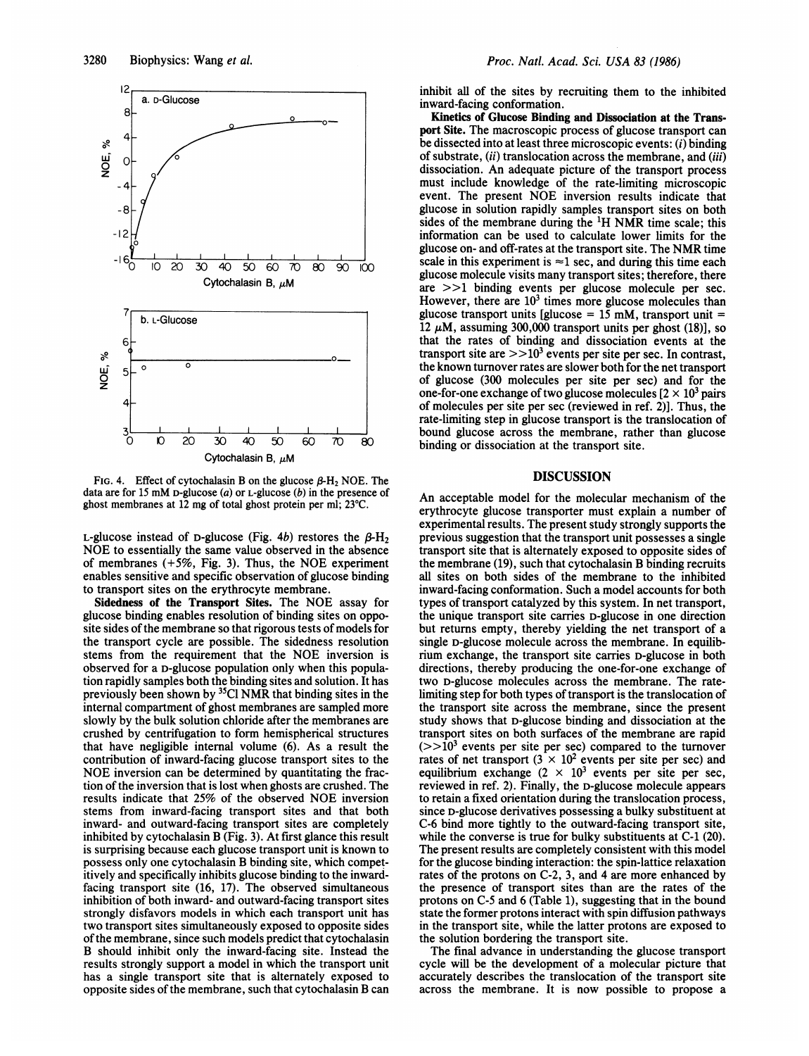FIG. 4. Effect of cytochalasin B on the glucose $\beta$-$H_2$ NOE. The data are for 15 mM D-glucose (*a*) or L-glucose (*b*) in the presence of ghost membranes at 12 mg of total ghost protein per ml; 23°C.

L-glucose instead of D-glucose (Fig. 4*b*) restores the $\beta$-$H_2$ NOE to essentially the same value observed in the absence of membranes (+5%, Fig. 3). Thus, the NOE experiment enables sensitive and specific observation of glucose binding to transport sites on the erythrocyte membrane.

**Sidedness of the Transport Sites.** The NOE assay for glucose binding enables resolution of binding sites on opposite sides of the membrane so that rigorous tests of models for the transport cycle are possible. The sidedness resolution stems from the requirement that the NOE inversion is observed for a D-glucose population only when this population rapidly samples both the binding sites and solution. It has previously been shown by $^{35}$Cl NMR that binding sites in the internal compartment of ghost membranes are sampled more slowly by the bulk solution chloride after the membranes are crushed by centrifugation to form hemispherical structures that have negligible internal volume (6). As a result the contribution of inward-facing glucose transport sites to the NOE inversion can be determined by quantitating the fraction of the inversion that is lost when ghosts are crushed. The results indicate that 25% of the observed NOE inversion stems from inward-facing transport sites and that both inward- and outward-facing transport sites are completely inhibited by cytochalasin B (Fig. 3). At first glance this result is surprising because each glucose transport unit is known to possess only one cytochalasin B binding site, which competitively and specifically inhibits glucose binding to the inward-facing transport site (16, 17). The observed simultaneous inhibition of both inward- and outward-facing transport sites strongly disfavors models in which each transport unit has two transport sites simultaneously exposed to opposite sides of the membrane, since such models predict that cytochalasin B should inhibit only the inward-facing site. Instead the results strongly support a model in which the transport unit has a single transport site that is alternately exposed to opposite sides of the membrane, such that cytochalasin B can inhibit all of the sites by recruiting them to the inhibited inward-facing conformation.

**Kinetics of Glucose Binding and Dissociation at the Transport Site.** The macroscopic process of glucose transport can be dissected into at least three microscopic events: (*i*) binding of substrate, (*ii*) translocation across the membrane, and (*iii*) dissociation. An adequate picture of the transport process must include knowledge of the rate-limiting microscopic event. The present NOE inversion results indicate that glucose in solution rapidly samples transport sites on both sides of the membrane during the $^1$H NMR time scale; this information can be used to calculate lower limits for the glucose on- and off-rates at the transport site. The NMR time scale in this experiment is $\approx$1 sec, and during this time each glucose molecule visits many transport sites; therefore, there are $>>1$ binding events per glucose molecule per sec. However, there are $10^3$ times more glucose molecules than glucose transport units [glucose = 15 mM, transport unit = 12 $\mu$M, assuming 300,000 transport units per ghost (18)], so that the rates of binding and dissociation events at the transport site are $>>10^3$ events per site per sec. In contrast, the known turnover rates are slower both for the net transport of glucose (300 molecules per site per sec) and for the one-for-one exchange of two glucose molecules [$2 \times 10^3$ pairs of molecules per site per sec (reviewed in ref. 2)]. Thus, the rate-limiting step in glucose transport is the translocation of bound glucose across the membrane, rather than glucose binding or dissociation at the transport site.

## DISCUSSION

An acceptable model for the molecular mechanism of the erythrocyte glucose transporter must explain a number of experimental results. The present study strongly supports the previous suggestion that the transport unit possesses a single transport site that is alternately exposed to opposite sides of the membrane (19), such that cytochalasin B binding recruits all sites on both sides of the membrane to the inhibited inward-facing conformation. Such a model accounts for both types of transport catalyzed by this system. In net transport, the unique transport site carries D-glucose in one direction but returns empty, thereby yielding the net transport of a single D-glucose molecule across the membrane. In equilibrium exchange, the transport site carries D-glucose in both directions, thereby producing the one-for-one exchange of two D-glucose molecules across the membrane. The rate-limiting step for both types of transport is the translocation of the transport site across the membrane, since the present study shows that D-glucose binding and dissociation at the transport sites on both surfaces of the membrane are rapid ($>>10^3$ events per site per sec) compared to the turnover rates of net transport ($3 \times 10^2$ events per site per sec) and equilibrium exchange ($2 \times 10^3$ events per site per sec, reviewed in ref. 2). Finally, the D-glucose molecule appears to retain a fixed orientation during the translocation process, since D-glucose derivatives possessing a bulky substituent at C-6 bind more tightly to the outward-facing transport site, while the converse is true for bulky substituents at C-1 (20). The present results are completely consistent with this model for the glucose binding interaction: the spin-lattice relaxation rates of the protons on C-2, 3, and 4 are more enhanced by the presence of transport sites than are the rates of the protons on C-5 and 6 (Table 1), suggesting that in the bound state the former protons interact with spin diffusion pathways in the transport site, while the latter protons are exposed to the solution bordering the transport site.

The final advance in understanding the glucose transport cycle will be the development of a molecular picture that accurately describes the translocation of the transport site across the membrane. It is now possible to propose a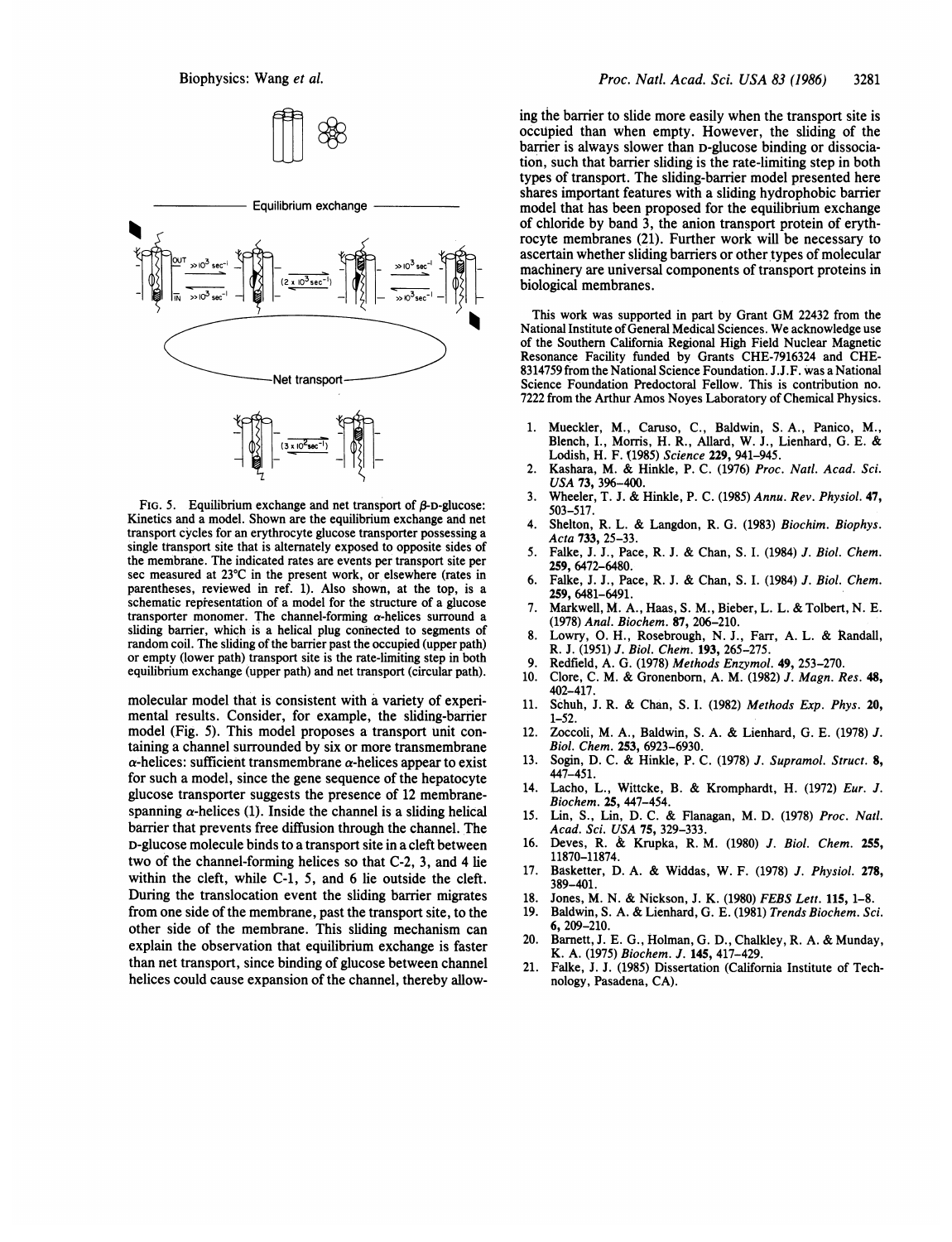Equilibrium exchange

OUT $\gg 10^3\ sec^{-1}$

IN $\gg 10^3\ sec^{-1}$

$(2 \times 10^3\ sec^{-1})$

$\gg 10^3\ sec^{-1}$

$\gg 10^3\ sec^{-1}$

Net transport

$(3 \times 10^2\ sec^{-1})$

FIG. 5. Equilibrium exchange and net transport of β-D-glucose: Kinetics and a model. Shown are the equilibrium exchange and net transport cycles for an erythrocyte glucose transporter possessing a single transport site that is alternately exposed to opposite sides of the membrane. The indicated rates are events per transport site per sec measured at 23°C in the present work, or elsewhere (rates in parentheses, reviewed in ref. 1). Also shown, at the top, is a schematic representation of a model for the structure of a glucose transporter monomer. The channel-forming α-helices surround a sliding barrier, which is a helical plug connected to segments of random coil. The sliding of the barrier past the occupied (upper path) or empty (lower path) transport site is the rate-limiting step in both equilibrium exchange (upper path) and net transport (circular path).

molecular model that is consistent with a variety of experimental results. Consider, for example, the sliding-barrier model (Fig. 5). This model proposes a transport unit containing a channel surrounded by six or more transmembrane α-helices: sufficient transmembrane α-helices appear to exist for such a model, since the gene sequence of the hepatocyte glucose transporter suggests the presence of 12 membrane-spanning α-helices (1). Inside the channel is a sliding helical barrier that prevents free diffusion through the channel. The D-glucose molecule binds to a transport site in a cleft between two of the channel-forming helices so that C-2, 3, and 4 lie within the cleft, while C-1, 5, and 6 lie outside the cleft. During the translocation event the sliding barrier migrates from one side of the membrane, past the transport site, to the other side of the membrane. This sliding mechanism can explain the observation that equilibrium exchange is faster than net transport, since binding of glucose between channel helices could cause expansion of the channel, thereby allowing the barrier to slide more easily when the transport site is occupied than when empty. However, the sliding of the barrier is always slower than D-glucose binding or dissociation, such that barrier sliding is the rate-limiting step in both types of transport. The sliding-barrier model presented here shares important features with a sliding hydrophobic barrier model that has been proposed for the equilibrium exchange of chloride by band 3, the anion transport protein of erythrocyte membranes (21). Further work will be necessary to ascertain whether sliding barriers or other types of molecular machinery are universal components of transport proteins in biological membranes.

This work was supported in part by Grant GM 22432 from the National Institute of General Medical Sciences. We acknowledge use of the Southern California Regional High Field Nuclear Magnetic Resonance Facility funded by Grants CHE-7916324 and CHE-8314759 from the National Science Foundation. J.J.F. was a National Science Foundation Predoctoral Fellow. This is contribution no. 7222 from the Arthur Amos Noyes Laboratory of Chemical Physics.

1. Mueckler, M., Caruso, C., Baldwin, S. A., Panico, M., Blench, I., Morris, H. R., Allard, W. J., Lienhard, G. E. & Lodish, H. F. (1985) *Science* **229**, 941–945.
2. Kashara, M. & Hinkle, P. C. (1976) *Proc. Natl. Acad. Sci. USA* **73**, 396–400.
3. Wheeler, T. J. & Hinkle, P. C. (1985) *Annu. Rev. Physiol.* **47**, 503–517.
4. Shelton, R. L. & Langdon, R. G. (1983) *Biochim. Biophys. Acta* **733**, 25–33.
5. Falke, J. J., Pace, R. J. & Chan, S. I. (1984) *J. Biol. Chem.* **259**, 6472–6480.
6. Falke, J. J., Pace, R. J. & Chan, S. I. (1984) *J. Biol. Chem.* **259**, 6481–6491.
7. Markwell, M. A., Haas, S. M., Bieber, L. L. & Tolbert, N. E. (1978) *Anal. Biochem.* **87**, 206–210.
8. Lowry, O. H., Rosebrough, N. J., Farr, A. L. & Randall, R. J. (1951) *J. Biol. Chem.* **193**, 265–275.
9. Redfield, A. G. (1978) *Methods Enzymol.* **49**, 253–270.
10. Clore, C. M. & Gronenborn, A. M. (1982) *J. Magn. Res.* **48**, 402–417.
11. Schuh, J. R. & Chan, S. I. (1982) *Methods Exp. Phys.* **20**, 1–52.
12. Zoccoli, M. A., Baldwin, S. A. & Lienhard, G. E. (1978) *J. Biol. Chem.* **253**, 6923–6930.
13. Sogin, D. C. & Hinkle, P. C. (1978) *J. Supramol. Struct.* **8**, 447–451.
14. Lacho, L., Wittcke, B. & Kromphardt, H. (1972) *Eur. J. Biochem.* **25**, 447–454.
15. Lin, S., Lin, D. C. & Flanagan, M. D. (1978) *Proc. Natl. Acad. Sci. USA* **75**, 329–333.
16. Deves, R. & Krupka, R. M. (1980) *J. Biol. Chem.* **255**, 11870–11874.
17. Basketter, D. A. & Widdas, W. F. (1978) *J. Physiol.* **278**, 389–401.
18. Jones, M. N. & Nickson, J. K. (1980) *FEBS Lett.* **115**, 1–8.
19. Baldwin, S. A. & Lienhard, G. E. (1981) *Trends Biochem. Sci.* **6**, 209–210.
20. Barnett, J. E. G., Holman, G. D., Chalkley, R. A. & Munday, K. A. (1975) *Biochem. J.* **145**, 417–429.
21. Falke, J. J. (1985) Dissertation (California Institute of Technology, Pasadena, CA).